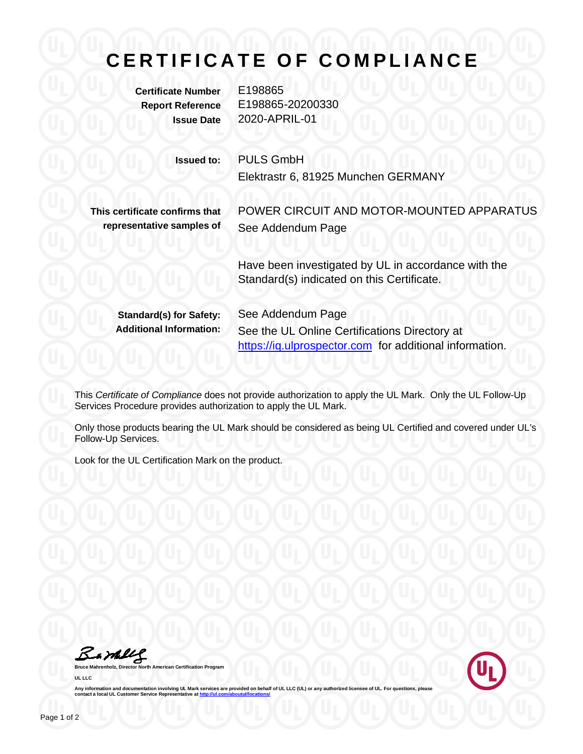# CERTIFICATE OF COMPLIANCE

| | |
|---|---|
| **Certificate Number** | E198865 |
| **Report Reference** | E198865-20200330 |
| **Issue Date** | 2020-APRIL-01 |

**Issued to:** PULS GmbH
Elektrastr 6, 81925 Munchen GERMANY

**This certificate confirms that representative samples of** POWER CIRCUIT AND MOTOR-MOUNTED APPARATUS
See Addendum Page

Have been investigated by UL in accordance with the Standard(s) indicated on this Certificate.

**Standard(s) for Safety:** See Addendum Page

**Additional Information:** See the UL Online Certifications Directory at https://iq.ulprospector.com for additional information.

This *Certificate of Compliance* does not provide authorization to apply the UL Mark. Only the UL Follow-Up Services Procedure provides authorization to apply the UL Mark.

Only those products bearing the UL Mark should be considered as being UL Certified and covered under UL's Follow-Up Services.

Look for the UL Certification Mark on the product.

**Bruce Mahrenholz, Director North American Certification Program**

**UL LLC**

**Any information and documentation involving UL Mark services are provided on behalf of UL LLC (UL) or any authorized licensee of UL. For questions, please contact a local UL Customer Service Representative at http://ul.com/aboutul/locations/**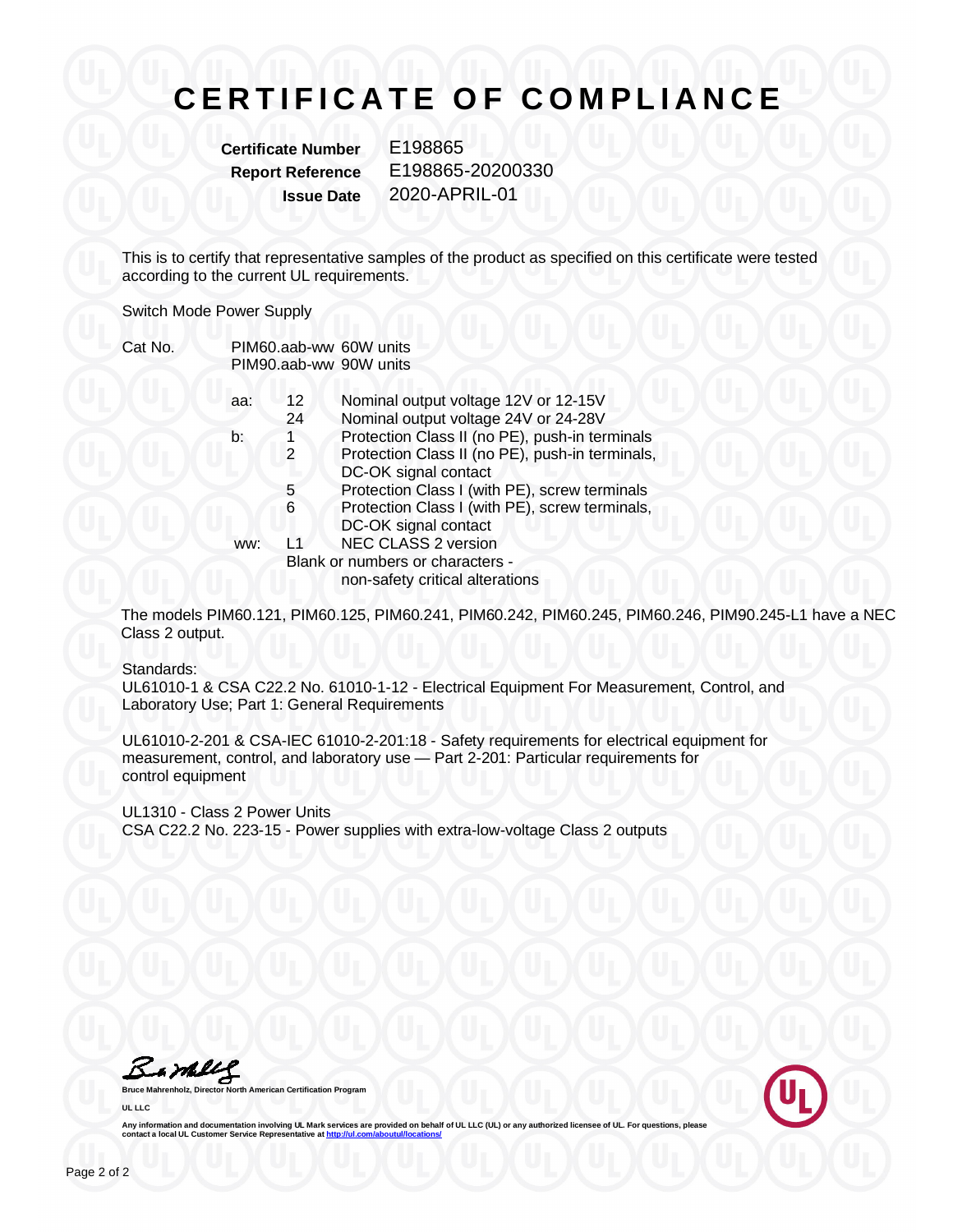# CERTIFICATE OF COMPLIANCE

**Certificate Number** E198865
**Report Reference** E198865-20200330
**Issue Date** 2020-APRIL-01

This is to certify that representative samples of the product as specified on this certificate were tested according to the current UL requirements.

Switch Mode Power Supply

| | | | |
|---|---|---|---|
| Cat No. | PIM60.aab-ww 60W units | | |
| | PIM90.aab-ww 90W units | | |
| | aa: | 12 | Nominal output voltage 12V or 12-15V |
| | | 24 | Nominal output voltage 24V or 24-28V |
| | b: | 1 | Protection Class II (no PE), push-in terminals |
| | | 2 | Protection Class II (no PE), push-in terminals, DC-OK signal contact |
| | | 5 | Protection Class I (with PE), screw terminals |
| | | 6 | Protection Class I (with PE), screw terminals, DC-OK signal contact |
| | ww: | L1 | NEC CLASS 2 version |
| | | Blank or numbers or characters - | non-safety critical alterations |

The models PIM60.121, PIM60.125, PIM60.241, PIM60.242, PIM60.245, PIM60.246, PIM90.245-L1 have a NEC Class 2 output.

Standards:
UL61010-1 & CSA C22.2 No. 61010-1-12 - Electrical Equipment For Measurement, Control, and Laboratory Use; Part 1: General Requirements

UL61010-2-201 & CSA-IEC 61010-2-201:18 - Safety requirements for electrical equipment for measurement, control, and laboratory use — Part 2-201: Particular requirements for control equipment

UL1310 - Class 2 Power Units
CSA C22.2 No. 223-15 - Power supplies with extra-low-voltage Class 2 outputs

**Bruce Mahrenholz, Director North American Certification Program**

**UL LLC**

**Any information and documentation involving UL Mark services are provided on behalf of UL LLC (UL) or any authorized licensee of UL. For questions, please contact a local UL Customer Service Representative at http://ul.com/aboutul/locations/**